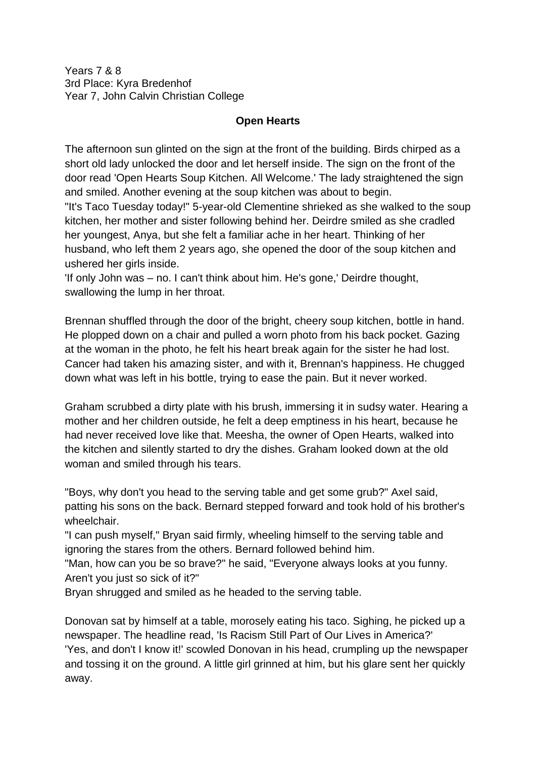Years 7 & 8
3rd Place: Kyra Bredenhof
Year 7, John Calvin Christian College

**Open Hearts**

The afternoon sun glinted on the sign at the front of the building. Birds chirped as a short old lady unlocked the door and let herself inside. The sign on the front of the door read 'Open Hearts Soup Kitchen. All Welcome.' The lady straightened the sign and smiled. Another evening at the soup kitchen was about to begin.
"It's Taco Tuesday today!" 5-year-old Clementine shrieked as she walked to the soup kitchen, her mother and sister following behind her. Deirdre smiled as she cradled her youngest, Anya, but she felt a familiar ache in her heart. Thinking of her husband, who left them 2 years ago, she opened the door of the soup kitchen and ushered her girls inside.
'If only John was – no. I can't think about him. He's gone,' Deirdre thought, swallowing the lump in her throat.

Brennan shuffled through the door of the bright, cheery soup kitchen, bottle in hand. He plopped down on a chair and pulled a worn photo from his back pocket. Gazing at the woman in the photo, he felt his heart break again for the sister he had lost. Cancer had taken his amazing sister, and with it, Brennan's happiness. He chugged down what was left in his bottle, trying to ease the pain. But it never worked.

Graham scrubbed a dirty plate with his brush, immersing it in sudsy water. Hearing a mother and her children outside, he felt a deep emptiness in his heart, because he had never received love like that. Meesha, the owner of Open Hearts, walked into the kitchen and silently started to dry the dishes. Graham looked down at the old woman and smiled through his tears.

"Boys, why don't you head to the serving table and get some grub?" Axel said, patting his sons on the back. Bernard stepped forward and took hold of his brother's wheelchair.
"I can push myself," Bryan said firmly, wheeling himself to the serving table and ignoring the stares from the others. Bernard followed behind him.
"Man, how can you be so brave?" he said, "Everyone always looks at you funny. Aren't you just so sick of it?"
Bryan shrugged and smiled as he headed to the serving table.

Donovan sat by himself at a table, morosely eating his taco. Sighing, he picked up a newspaper. The headline read, 'Is Racism Still Part of Our Lives in America?'
'Yes, and don't I know it!' scowled Donovan in his head, crumpling up the newspaper and tossing it on the ground. A little girl grinned at him, but his glare sent her quickly away.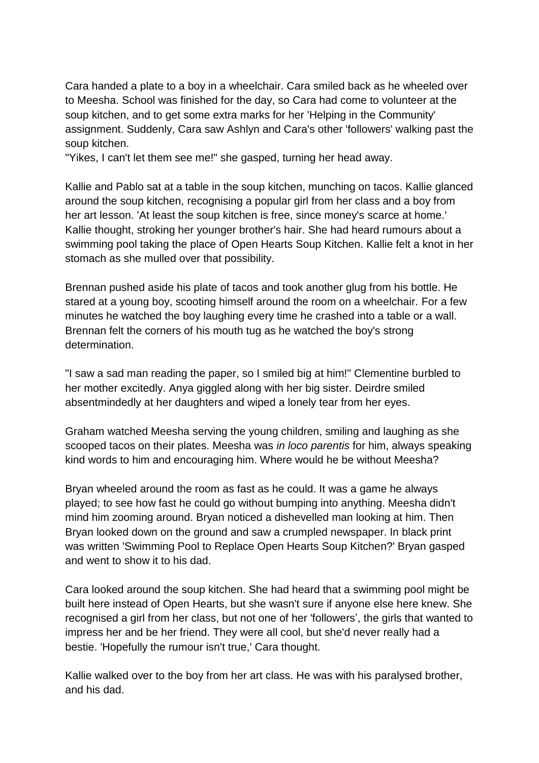Cara handed a plate to a boy in a wheelchair. Cara smiled back as he wheeled over to Meesha. School was finished for the day, so Cara had come to volunteer at the soup kitchen, and to get some extra marks for her 'Helping in the Community' assignment. Suddenly, Cara saw Ashlyn and Cara's other 'followers' walking past the soup kitchen.
"Yikes, I can't let them see me!" she gasped, turning her head away.

Kallie and Pablo sat at a table in the soup kitchen, munching on tacos. Kallie glanced around the soup kitchen, recognising a popular girl from her class and a boy from her art lesson. 'At least the soup kitchen is free, since money's scarce at home.' Kallie thought, stroking her younger brother's hair. She had heard rumours about a swimming pool taking the place of Open Hearts Soup Kitchen. Kallie felt a knot in her stomach as she mulled over that possibility.

Brennan pushed aside his plate of tacos and took another glug from his bottle. He stared at a young boy, scooting himself around the room on a wheelchair. For a few minutes he watched the boy laughing every time he crashed into a table or a wall. Brennan felt the corners of his mouth tug as he watched the boy's strong determination.

"I saw a sad man reading the paper, so I smiled big at him!" Clementine burbled to her mother excitedly. Anya giggled along with her big sister. Deirdre smiled absentmindedly at her daughters and wiped a lonely tear from her eyes.

Graham watched Meesha serving the young children, smiling and laughing as she scooped tacos on their plates. Meesha was *in loco parentis* for him, always speaking kind words to him and encouraging him. Where would he be without Meesha?

Bryan wheeled around the room as fast as he could. It was a game he always played; to see how fast he could go without bumping into anything. Meesha didn't mind him zooming around. Bryan noticed a dishevelled man looking at him. Then Bryan looked down on the ground and saw a crumpled newspaper. In black print was written 'Swimming Pool to Replace Open Hearts Soup Kitchen?' Bryan gasped and went to show it to his dad.

Cara looked around the soup kitchen. She had heard that a swimming pool might be built here instead of Open Hearts, but she wasn't sure if anyone else here knew. She recognised a girl from her class, but not one of her 'followers', the girls that wanted to impress her and be her friend. They were all cool, but she'd never really had a bestie. 'Hopefully the rumour isn't true,' Cara thought.

Kallie walked over to the boy from her art class. He was with his paralysed brother, and his dad.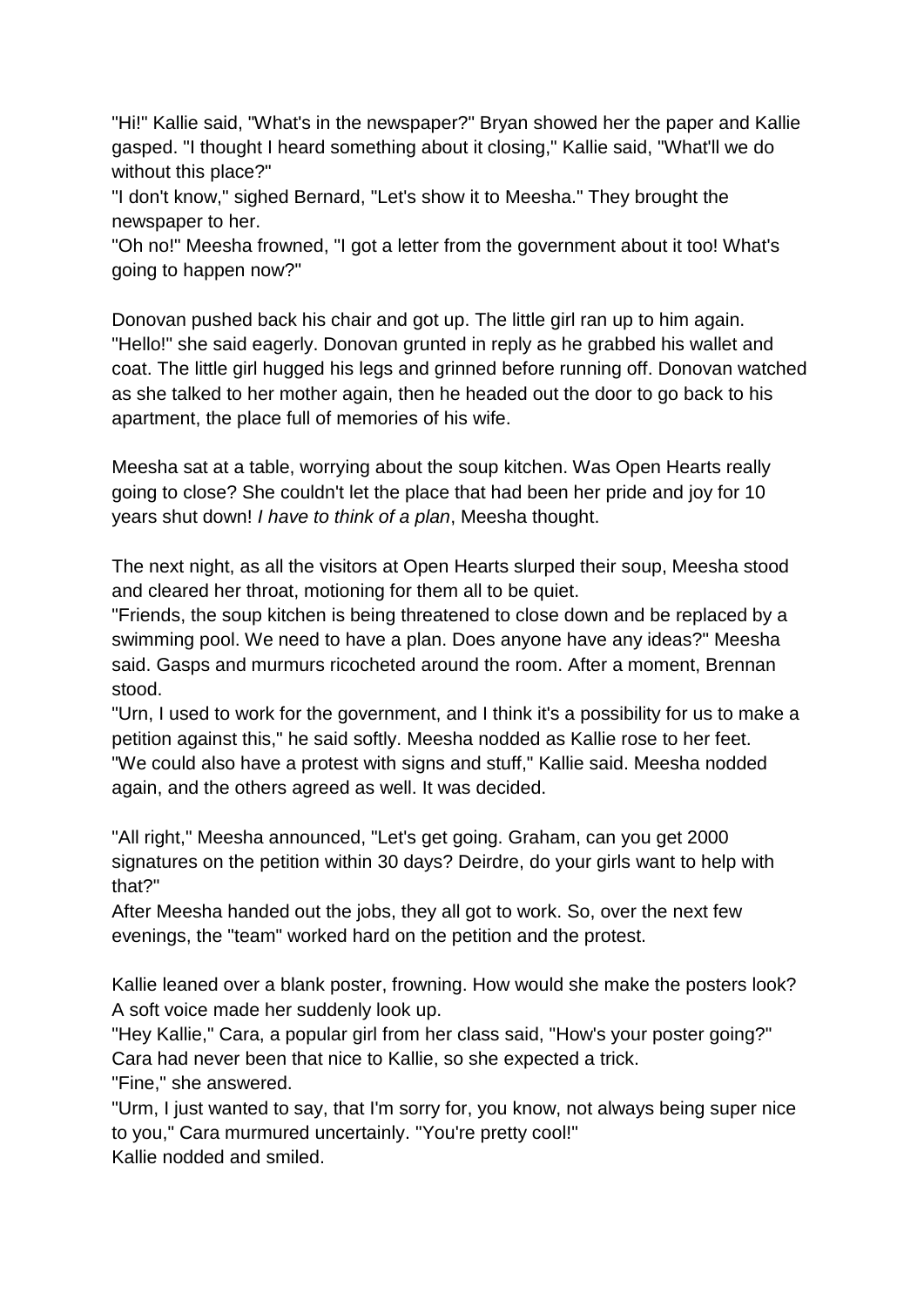"Hi!" Kallie said, "What's in the newspaper?" Bryan showed her the paper and Kallie gasped. "I thought I heard something about it closing," Kallie said, "What'll we do without this place?"
"I don't know," sighed Bernard, "Let's show it to Meesha." They brought the newspaper to her.
"Oh no!" Meesha frowned, "I got a letter from the government about it too! What's going to happen now?"

Donovan pushed back his chair and got up. The little girl ran up to him again. "Hello!" she said eagerly. Donovan grunted in reply as he grabbed his wallet and coat. The little girl hugged his legs and grinned before running off. Donovan watched as she talked to her mother again, then he headed out the door to go back to his apartment, the place full of memories of his wife.

Meesha sat at a table, worrying about the soup kitchen. Was Open Hearts really going to close? She couldn't let the place that had been her pride and joy for 10 years shut down! *I have to think of a plan*, Meesha thought.

The next night, as all the visitors at Open Hearts slurped their soup, Meesha stood and cleared her throat, motioning for them all to be quiet.
"Friends, the soup kitchen is being threatened to close down and be replaced by a swimming pool. We need to have a plan. Does anyone have any ideas?" Meesha said. Gasps and murmurs ricocheted around the room. After a moment, Brennan stood.
"Urn, I used to work for the government, and I think it's a possibility for us to make a petition against this," he said softly. Meesha nodded as Kallie rose to her feet.
"We could also have a protest with signs and stuff," Kallie said. Meesha nodded again, and the others agreed as well. It was decided.

"All right," Meesha announced, "Let's get going. Graham, can you get 2000 signatures on the petition within 30 days? Deirdre, do your girls want to help with that?"
After Meesha handed out the jobs, they all got to work. So, over the next few evenings, the "team" worked hard on the petition and the protest.

Kallie leaned over a blank poster, frowning. How would she make the posters look? A soft voice made her suddenly look up.
"Hey Kallie," Cara, a popular girl from her class said, "How's your poster going?" Cara had never been that nice to Kallie, so she expected a trick.
"Fine," she answered.
"Urm, I just wanted to say, that I'm sorry for, you know, not always being super nice to you," Cara murmured uncertainly. "You're pretty cool!"
Kallie nodded and smiled.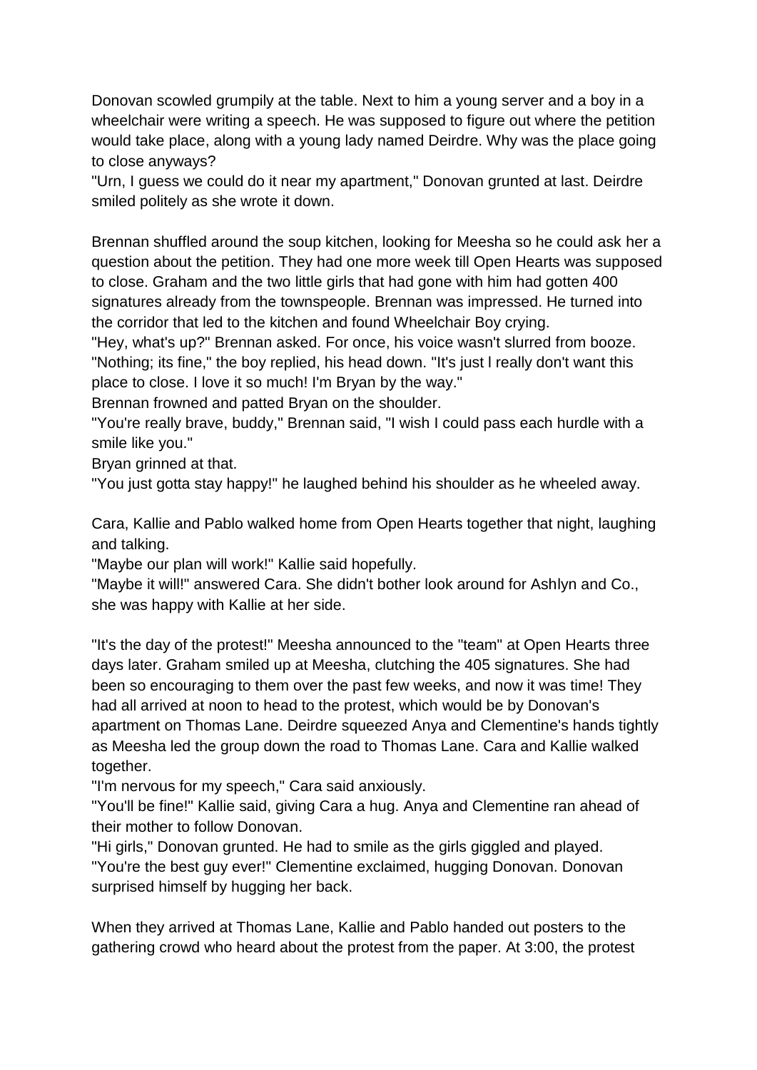Donovan scowled grumpily at the table. Next to him a young server and a boy in a wheelchair were writing a speech. He was supposed to figure out where the petition would take place, along with a young lady named Deirdre. Why was the place going to close anyways?

"Urn, I guess we could do it near my apartment," Donovan grunted at last. Deirdre smiled politely as she wrote it down.

Brennan shuffled around the soup kitchen, looking for Meesha so he could ask her a question about the petition. They had one more week till Open Hearts was supposed to close. Graham and the two little girls that had gone with him had gotten 400 signatures already from the townspeople. Brennan was impressed. He turned into the corridor that led to the kitchen and found Wheelchair Boy crying.

"Hey, what's up?" Brennan asked. For once, his voice wasn't slurred from booze.

"Nothing; its fine," the boy replied, his head down. "It's just I really don't want this place to close. I love it so much! I'm Bryan by the way."

Brennan frowned and patted Bryan on the shoulder.

"You're really brave, buddy," Brennan said, "I wish I could pass each hurdle with a smile like you."

Bryan grinned at that.

"You just gotta stay happy!" he laughed behind his shoulder as he wheeled away.

Cara, Kallie and Pablo walked home from Open Hearts together that night, laughing and talking.

"Maybe our plan will work!" Kallie said hopefully.

"Maybe it will!" answered Cara. She didn't bother look around for Ashlyn and Co., she was happy with Kallie at her side.

"It's the day of the protest!" Meesha announced to the "team" at Open Hearts three days later. Graham smiled up at Meesha, clutching the 405 signatures. She had been so encouraging to them over the past few weeks, and now it was time! They had all arrived at noon to head to the protest, which would be by Donovan's apartment on Thomas Lane. Deirdre squeezed Anya and Clementine's hands tightly as Meesha led the group down the road to Thomas Lane. Cara and Kallie walked together.

"I'm nervous for my speech," Cara said anxiously.

"You'll be fine!" Kallie said, giving Cara a hug. Anya and Clementine ran ahead of their mother to follow Donovan.

"Hi girls," Donovan grunted. He had to smile as the girls giggled and played.

"You're the best guy ever!" Clementine exclaimed, hugging Donovan. Donovan surprised himself by hugging her back.

When they arrived at Thomas Lane, Kallie and Pablo handed out posters to the gathering crowd who heard about the protest from the paper. At 3:00, the protest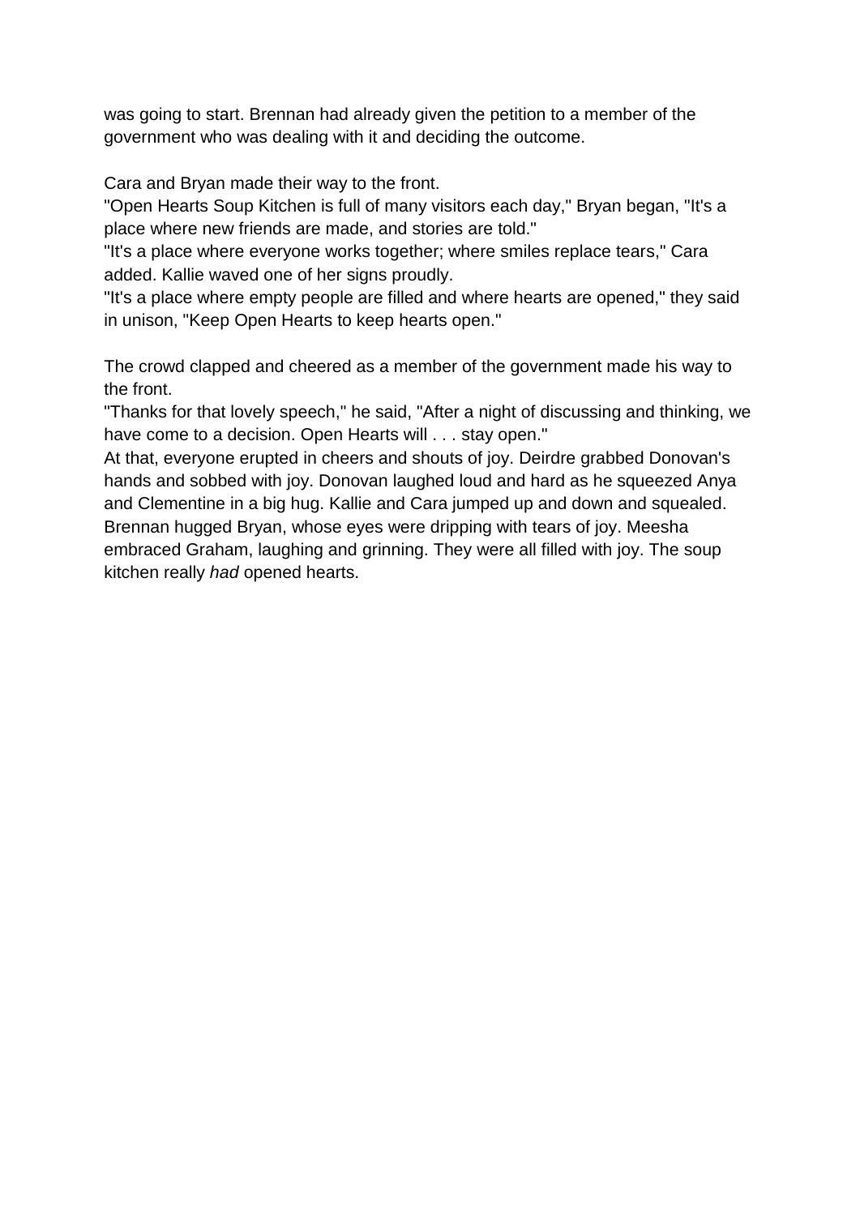was going to start. Brennan had already given the petition to a member of the government who was dealing with it and deciding the outcome.

Cara and Bryan made their way to the front.
"Open Hearts Soup Kitchen is full of many visitors each day," Bryan began, "It's a place where new friends are made, and stories are told."
"It's a place where everyone works together; where smiles replace tears," Cara added. Kallie waved one of her signs proudly.
"It's a place where empty people are filled and where hearts are opened," they said in unison, "Keep Open Hearts to keep hearts open."

The crowd clapped and cheered as a member of the government made his way to the front.
"Thanks for that lovely speech," he said, "After a night of discussing and thinking, we have come to a decision. Open Hearts will . . . stay open."
At that, everyone erupted in cheers and shouts of joy. Deirdre grabbed Donovan's hands and sobbed with joy. Donovan laughed loud and hard as he squeezed Anya and Clementine in a big hug. Kallie and Cara jumped up and down and squealed. Brennan hugged Bryan, whose eyes were dripping with tears of joy. Meesha embraced Graham, laughing and grinning. They were all filled with joy. The soup kitchen really *had* opened hearts.